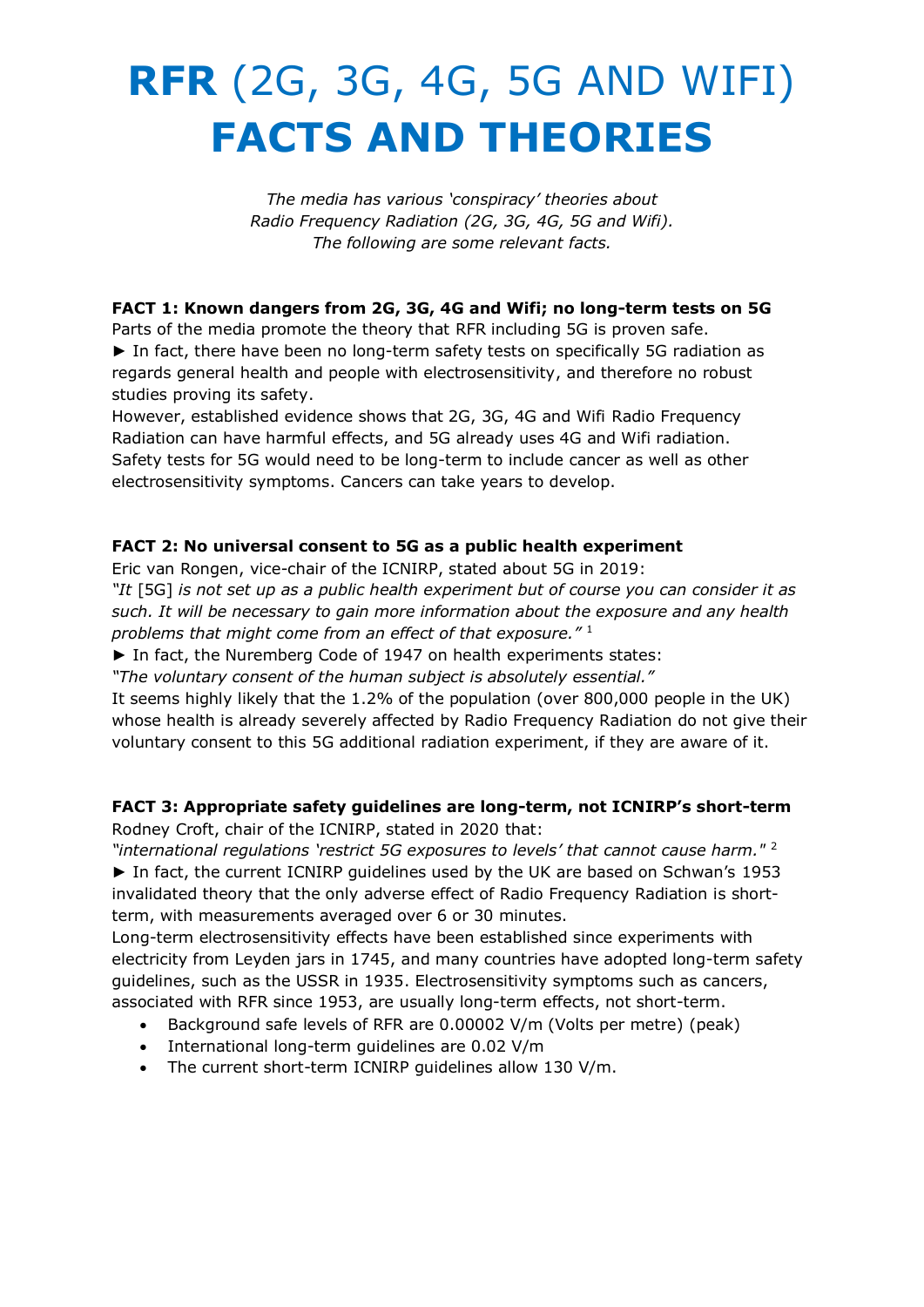# **RFR** (2G, 3G, 4G, 5G AND WIFI) **FACTS AND THEORIES**

*The media has various 'conspiracy' theories about Radio Frequency Radiation (2G, 3G, 4G, 5G and Wifi). The following are some relevant facts.*

**FACT 1: Known dangers from 2G, 3G, 4G and Wifi; no long-term tests on 5G**

Parts of the media promote the theory that RFR including 5G is proven safe.

► In fact, there have been no long-term safety tests on specifically 5G radiation as regards general health and people with electrosensitivity, and therefore no robust studies proving its safety.

However, established evidence shows that 2G, 3G, 4G and Wifi Radio Frequency Radiation can have harmful effects, and 5G already uses 4G and Wifi radiation. Safety tests for 5G would need to be long-term to include cancer as well as other electrosensitivity symptoms. Cancers can take years to develop.

**FACT 2: No universal consent to 5G as a public health experiment**

Eric van Rongen, vice-chair of the ICNIRP, stated about 5G in 2019:

*"It* [5G] *is not set up as a public health experiment but of course you can consider it as such. It will be necessary to gain more information about the exposure and any health problems that might come from an effect of that exposure."* [1]

► In fact, the Nuremberg Code of 1947 on health experiments states:

*"The voluntary consent of the human subject is absolutely essential."*

It seems highly likely that the 1.2% of the population (over 800,000 people in the UK) whose health is already severely affected by Radio Frequency Radiation do not give their voluntary consent to this 5G additional radiation experiment, if they are aware of it.

**FACT 3: Appropriate safety guidelines are long-term, not ICNIRP's short-term**

Rodney Croft, chair of the ICNIRP, stated in 2020 that:

*"international regulations 'restrict 5G exposures to levels' that cannot cause harm."* [2]

► In fact, the current ICNIRP guidelines used by the UK are based on Schwan's 1953 invalidated theory that the only adverse effect of Radio Frequency Radiation is short-term, with measurements averaged over 6 or 30 minutes.

Long-term electrosensitivity effects have been established since experiments with electricity from Leyden jars in 1745, and many countries have adopted long-term safety guidelines, such as the USSR in 1935. Electrosensitivity symptoms such as cancers, associated with RFR since 1953, are usually long-term effects, not short-term.

- Background safe levels of RFR are 0.00002 V/m (Volts per metre) (peak)
- International long-term guidelines are 0.02 V/m
- The current short-term ICNIRP guidelines allow 130 V/m.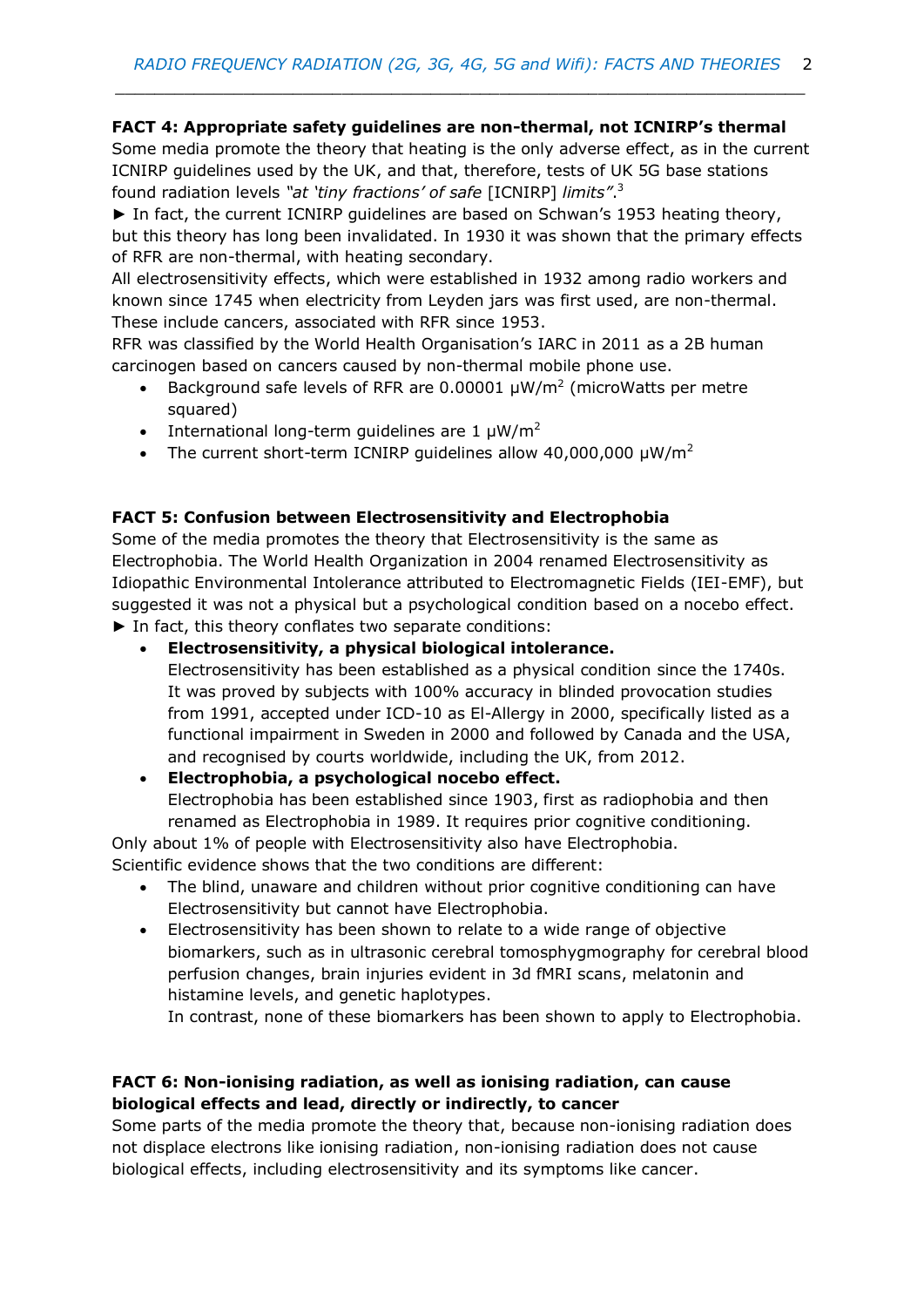**FACT 4: Appropriate safety guidelines are non-thermal, not ICNIRP's thermal**

Some media promote the theory that heating is the only adverse effect, as in the current ICNIRP guidelines used by the UK, and that, therefore, tests of UK 5G base stations found radiation levels *"at 'tiny fractions' of safe* [ICNIRP] *limits"*.[3]

► In fact, the current ICNIRP guidelines are based on Schwan's 1953 heating theory, but this theory has long been invalidated. In 1930 it was shown that the primary effects of RFR are non-thermal, with heating secondary.

All electrosensitivity effects, which were established in 1932 among radio workers and known since 1745 when electricity from Leyden jars was first used, are non-thermal. These include cancers, associated with RFR since 1953.

RFR was classified by the World Health Organisation's IARC in 2011 as a 2B human carcinogen based on cancers caused by non-thermal mobile phone use.

- Background safe levels of RFR are 0.00001 $\mu W/m^2$ (microWatts per metre squared)
- International long-term guidelines are 1 $\mu W/m^2$
- The current short-term ICNIRP guidelines allow 40,000,000 $\mu W/m^2$

**FACT 5: Confusion between Electrosensitivity and Electrophobia**

Some of the media promotes the theory that Electrosensitivity is the same as Electrophobia. The World Health Organization in 2004 renamed Electrosensitivity as Idiopathic Environmental Intolerance attributed to Electromagnetic Fields (IEI-EMF), but suggested it was not a physical but a psychological condition based on a nocebo effect.

► In fact, this theory conflates two separate conditions:

- **Electrosensitivity, a physical biological intolerance.**
  Electrosensitivity has been established as a physical condition since the 1740s. It was proved by subjects with 100% accuracy in blinded provocation studies from 1991, accepted under ICD-10 as El-Allergy in 2000, specifically listed as a functional impairment in Sweden in 2000 and followed by Canada and the USA, and recognised by courts worldwide, including the UK, from 2012.
- **Electrophobia, a psychological nocebo effect.**
  Electrophobia has been established since 1903, first as radiophobia and then renamed as Electrophobia in 1989. It requires prior cognitive conditioning.

Only about 1% of people with Electrosensitivity also have Electrophobia.

Scientific evidence shows that the two conditions are different:

- The blind, unaware and children without prior cognitive conditioning can have Electrosensitivity but cannot have Electrophobia.
- Electrosensitivity has been shown to relate to a wide range of objective biomarkers, such as in ultrasonic cerebral tomosphygmography for cerebral blood perfusion changes, brain injuries evident in 3d fMRI scans, melatonin and histamine levels, and genetic haplotypes.
  In contrast, none of these biomarkers has been shown to apply to Electrophobia.

**FACT 6: Non-ionising radiation, as well as ionising radiation, can cause biological effects and lead, directly or indirectly, to cancer**

Some parts of the media promote the theory that, because non-ionising radiation does not displace electrons like ionising radiation, non-ionising radiation does not cause biological effects, including electrosensitivity and its symptoms like cancer.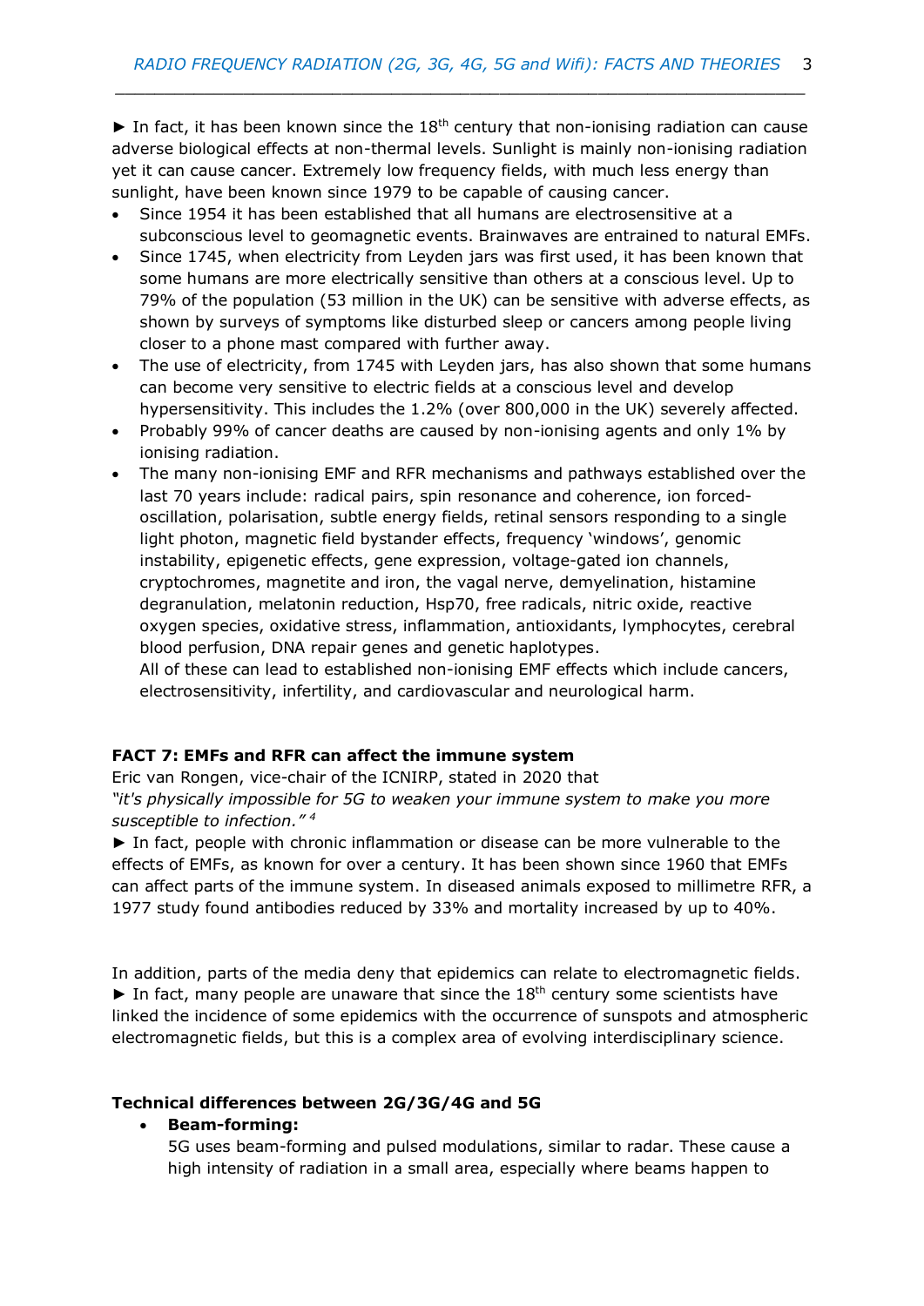► In fact, it has been known since the 18th century that non-ionising radiation can cause adverse biological effects at non-thermal levels. Sunlight is mainly non-ionising radiation yet it can cause cancer. Extremely low frequency fields, with much less energy than sunlight, have been known since 1979 to be capable of causing cancer.

- Since 1954 it has been established that all humans are electrosensitive at a subconscious level to geomagnetic events. Brainwaves are entrained to natural EMFs.
- Since 1745, when electricity from Leyden jars was first used, it has been known that some humans are more electrically sensitive than others at a conscious level. Up to 79% of the population (53 million in the UK) can be sensitive with adverse effects, as shown by surveys of symptoms like disturbed sleep or cancers among people living closer to a phone mast compared with further away.
- The use of electricity, from 1745 with Leyden jars, has also shown that some humans can become very sensitive to electric fields at a conscious level and develop hypersensitivity. This includes the 1.2% (over 800,000 in the UK) severely affected.
- Probably 99% of cancer deaths are caused by non-ionising agents and only 1% by ionising radiation.
- The many non-ionising EMF and RFR mechanisms and pathways established over the last 70 years include: radical pairs, spin resonance and coherence, ion forced-oscillation, polarisation, subtle energy fields, retinal sensors responding to a single light photon, magnetic field bystander effects, frequency 'windows', genomic instability, epigenetic effects, gene expression, voltage-gated ion channels, cryptochromes, magnetite and iron, the vagal nerve, demyelination, histamine degranulation, melatonin reduction, Hsp70, free radicals, nitric oxide, reactive oxygen species, oxidative stress, inflammation, antioxidants, lymphocytes, cerebral blood perfusion, DNA repair genes and genetic haplotypes.
  All of these can lead to established non-ionising EMF effects which include cancers, electrosensitivity, infertility, and cardiovascular and neurological harm.

**FACT 7: EMFs and RFR can affect the immune system**

Eric van Rongen, vice-chair of the ICNIRP, stated in 2020 that
*"it's physically impossible for 5G to weaken your immune system to make you more susceptible to infection."* [4]

► In fact, people with chronic inflammation or disease can be more vulnerable to the effects of EMFs, as known for over a century. It has been shown since 1960 that EMFs can affect parts of the immune system. In diseased animals exposed to millimetre RFR, a 1977 study found antibodies reduced by 33% and mortality increased by up to 40%.

In addition, parts of the media deny that epidemics can relate to electromagnetic fields.
► In fact, many people are unaware that since the 18th century some scientists have linked the incidence of some epidemics with the occurrence of sunspots and atmospheric electromagnetic fields, but this is a complex area of evolving interdisciplinary science.

**Technical differences between 2G/3G/4G and 5G**

- **Beam-forming:**
  5G uses beam-forming and pulsed modulations, similar to radar. These cause a high intensity of radiation in a small area, especially where beams happen to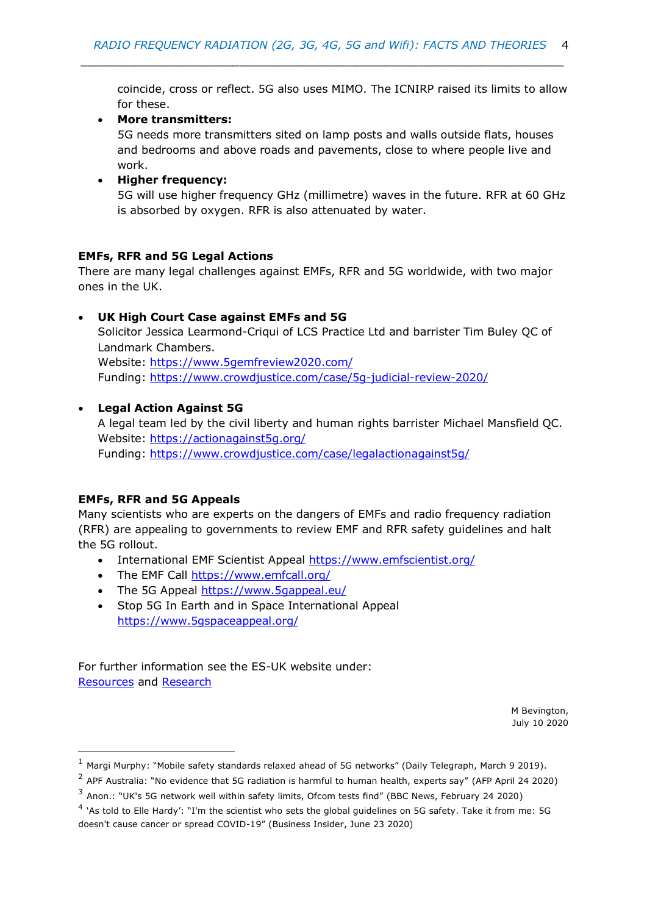coincide, cross or reflect. 5G also uses MIMO. The ICNIRP raised its limits to allow for these.

- **More transmitters:**
  5G needs more transmitters sited on lamp posts and walls outside flats, houses and bedrooms and above roads and pavements, close to where people live and work.
- **Higher frequency:**
  5G will use higher frequency GHz (millimetre) waves in the future. RFR at 60 GHz is absorbed by oxygen. RFR is also attenuated by water.

**EMFs, RFR and 5G Legal Actions**

There are many legal challenges against EMFs, RFR and 5G worldwide, with two major ones in the UK.

- **UK High Court Case against EMFs and 5G**
  Solicitor Jessica Learmond-Criqui of LCS Practice Ltd and barrister Tim Buley QC of Landmark Chambers.
  Website: https://www.5gemfreview2020.com/
  Funding: https://www.crowdjustice.com/case/5g-judicial-review-2020/

- **Legal Action Against 5G**
  A legal team led by the civil liberty and human rights barrister Michael Mansfield QC.
  Website: https://actionagainst5g.org/
  Funding: https://www.crowdjustice.com/case/legalactionagainst5g/

**EMFs, RFR and 5G Appeals**

Many scientists who are experts on the dangers of EMFs and radio frequency radiation (RFR) are appealing to governments to review EMF and RFR safety guidelines and halt the 5G rollout.

- International EMF Scientist Appeal https://www.emfscientist.org/
- The EMF Call https://www.emfcall.org/
- The 5G Appeal https://www.5gappeal.eu/
- Stop 5G In Earth and in Space International Appeal https://www.5gspaceappeal.org/

For further information see the ES-UK website under:
Resources and Research

M Bevington,
July 10 2020

---

[1] Margi Murphy: "Mobile safety standards relaxed ahead of 5G networks" (Daily Telegraph, March 9 2019).

[2] APF Australia: "No evidence that 5G radiation is harmful to human health, experts say" (AFP April 24 2020)

[3] Anon.: "UK's 5G network well within safety limits, Ofcom tests find" (BBC News, February 24 2020)

[4] 'As told to Elle Hardy': "I'm the scientist who sets the global guidelines on 5G safety. Take it from me: 5G doesn't cause cancer or spread COVID-19" (Business Insider, June 23 2020)